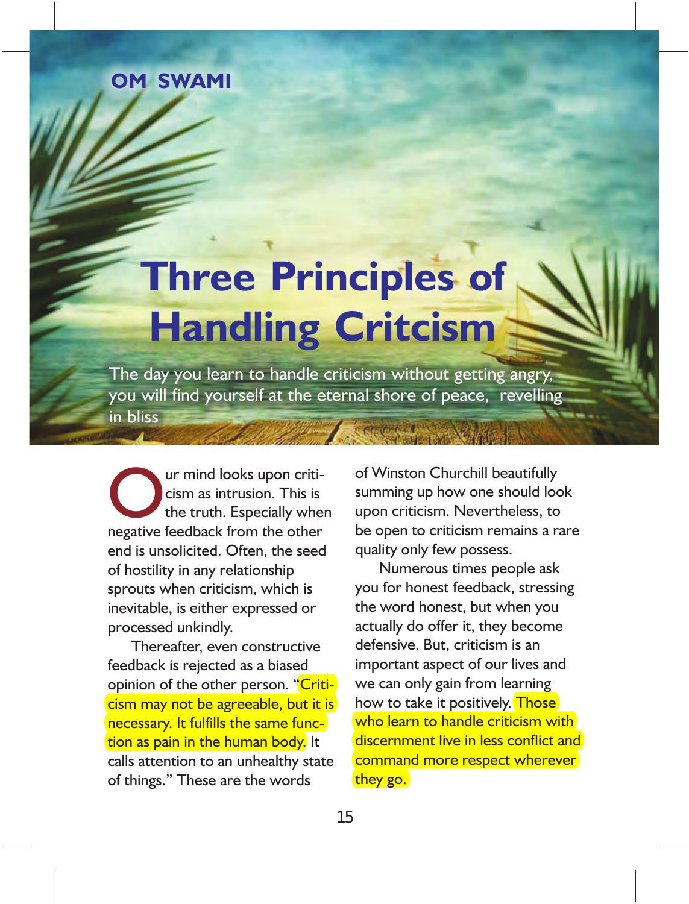**OM SWAMI**

# Three Principles of Handling Critcism

The day you learn to handle criticism without getting angry, you will find yourself at the eternal shore of peace, revelling in bliss

Our mind looks upon criticism as intrusion. This is the truth. Especially when negative feedback from the other end is unsolicited. Often, the seed of hostility in any relationship sprouts when criticism, which is inevitable, is either expressed or processed unkindly.

Thereafter, even constructive feedback is rejected as a biased opinion of the other person. "Criticism may not be agreeable, but it is necessary. It fulfills the same function as pain in the human body. It calls attention to an unhealthy state of things." These are the words of Winston Churchill beautifully summing up how one should look upon criticism. Nevertheless, to be open to criticism remains a rare quality only few possess.

Numerous times people ask you for honest feedback, stressing the word honest, but when you actually do offer it, they become defensive. But, criticism is an important aspect of our lives and we can only gain from learning how to take it positively. Those who learn to handle criticism with discernment live in less conflict and command more respect wherever they go.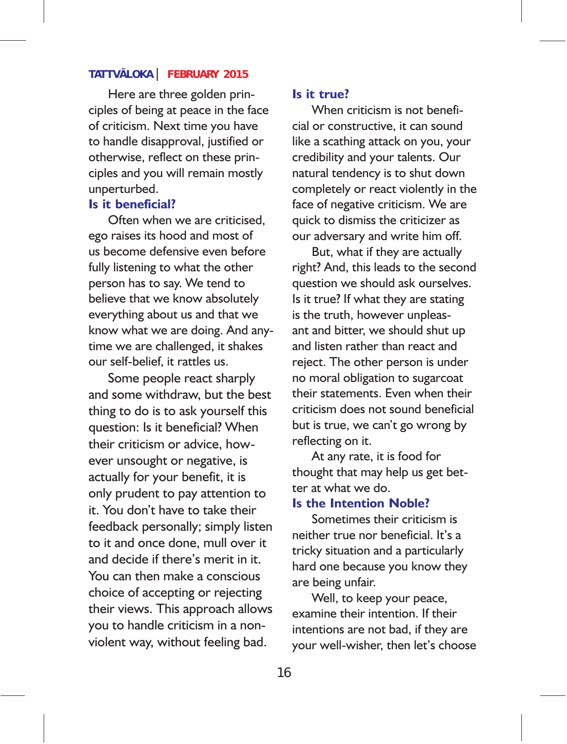Here are three golden principles of being at peace in the face of criticism. Next time you have to handle disapproval, justified or otherwise, reflect on these principles and you will remain mostly unperturbed.

## Is it beneficial?

Often when we are criticised, ego raises its hood and most of us become defensive even before fully listening to what the other person has to say. We tend to believe that we know absolutely everything about us and that we know what we are doing. And anytime we are challenged, it shakes our self-belief, it rattles us.

Some people react sharply and some withdraw, but the best thing to do is to ask yourself this question: Is it beneficial? When their criticism or advice, however unsought or negative, is actually for your benefit, it is only prudent to pay attention to it. You don't have to take their feedback personally; simply listen to it and once done, mull over it and decide if there's merit in it. You can then make a conscious choice of accepting or rejecting their views. This approach allows you to handle criticism in a non-violent way, without feeling bad.

## Is it true?

When criticism is not beneficial or constructive, it can sound like a scathing attack on you, your credibility and your talents. Our natural tendency is to shut down completely or react violently in the face of negative criticism. We are quick to dismiss the criticizer as our adversary and write him off.

But, what if they are actually right? And, this leads to the second question we should ask ourselves. Is it true? If what they are stating is the truth, however unpleasant and bitter, we should shut up and listen rather than react and reject. The other person is under no moral obligation to sugarcoat their statements. Even when their criticism does not sound beneficial but is true, we can't go wrong by reflecting on it.

At any rate, it is food for thought that may help us get better at what we do.

## Is the Intention Noble?

Sometimes their criticism is neither true nor beneficial. It's a tricky situation and a particularly hard one because you know they are being unfair.

Well, to keep your peace, examine their intention. If their intentions are not bad, if they are your well-wisher, then let's choose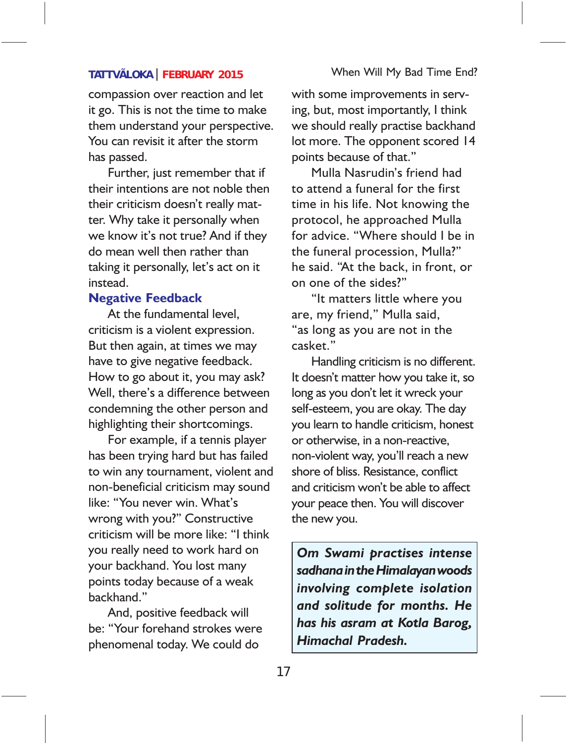compassion over reaction and let it go. This is not the time to make them understand your perspective. You can revisit it after the storm has passed.

Further, just remember that if their intentions are not noble then their criticism doesn't really matter. Why take it personally when we know it's not true? And if they do mean well then rather than taking it personally, let's act on it instead.

## Negative Feedback

At the fundamental level, criticism is a violent expression. But then again, at times we may have to give negative feedback. How to go about it, you may ask? Well, there's a difference between condemning the other person and highlighting their shortcomings.

For example, if a tennis player has been trying hard but has failed to win any tournament, violent and non-beneficial criticism may sound like: "You never win. What's wrong with you?" Constructive criticism will be more like: "I think you really need to work hard on your backhand. You lost many points today because of a weak backhand."

And, positive feedback will be: "Your forehand strokes were phenomenal today. We could do with some improvements in serving, but, most importantly, I think we should really practise backhand lot more. The opponent scored 14 points because of that."

Mulla Nasrudin's friend had to attend a funeral for the first time in his life. Not knowing the protocol, he approached Mulla for advice. "Where should I be in the funeral procession, Mulla?" he said. "At the back, in front, or on one of the sides?"

"It matters little where you are, my friend," Mulla said, "as long as you are not in the casket."

Handling criticism is no different. It doesn't matter how you take it, so long as you don't let it wreck your self-esteem, you are okay. The day you learn to handle criticism, honest or otherwise, in a non-reactive, non-violent way, you'll reach a new shore of bliss. Resistance, conflict and criticism won't be able to affect your peace then. You will discover the new you.

***Om Swami practises intense sadhana in the Himalayan woods involving complete isolation and solitude for months. He has his asram at Kotla Barog, Himachal Pradesh.***